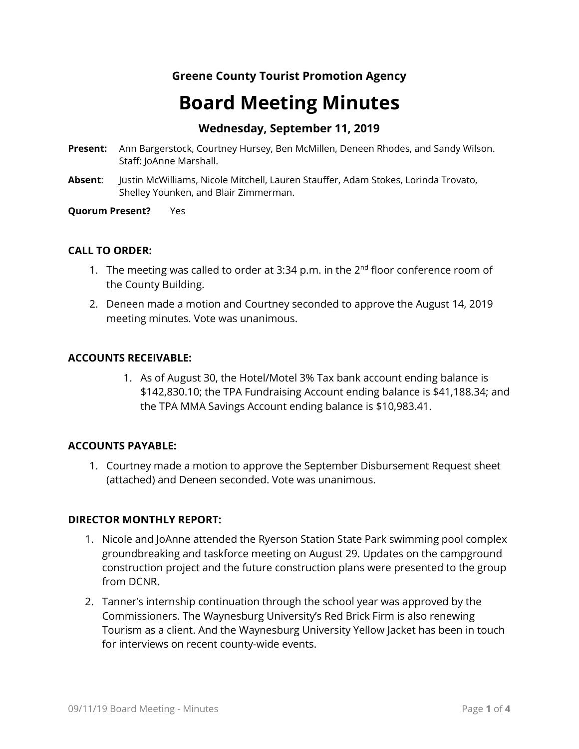**Greene County Tourist Promotion Agency**

# Board Meeting Minutes

### Wednesday, September 11, 2019

**Present:** Ann Bargerstock, Courtney Hursey, Ben McMillen, Deneen Rhodes, and Sandy Wilson. Staff: JoAnne Marshall.

**Absent**: Justin McWilliams, Nicole Mitchell, Lauren Stauffer, Adam Stokes, Lorinda Trovato, Shelley Younken, and Blair Zimmerman.

**Quorum Present?** Yes

**CALL TO ORDER:**

1. The meeting was called to order at 3:34 p.m. in the 2nd floor conference room of the County Building.
2. Deneen made a motion and Courtney seconded to approve the August 14, 2019 meeting minutes. Vote was unanimous.

**ACCOUNTS RECEIVABLE:**

1. As of August 30, the Hotel/Motel 3% Tax bank account ending balance is $142,830.10; the TPA Fundraising Account ending balance is $41,188.34; and the TPA MMA Savings Account ending balance is $10,983.41.

**ACCOUNTS PAYABLE:**

1. Courtney made a motion to approve the September Disbursement Request sheet (attached) and Deneen seconded. Vote was unanimous.

**DIRECTOR MONTHLY REPORT:**

1. Nicole and JoAnne attended the Ryerson Station State Park swimming pool complex groundbreaking and taskforce meeting on August 29. Updates on the campground construction project and the future construction plans were presented to the group from DCNR.
2. Tanner's internship continuation through the school year was approved by the Commissioners. The Waynesburg University's Red Brick Firm is also renewing Tourism as a client. And the Waynesburg University Yellow Jacket has been in touch for interviews on recent county-wide events.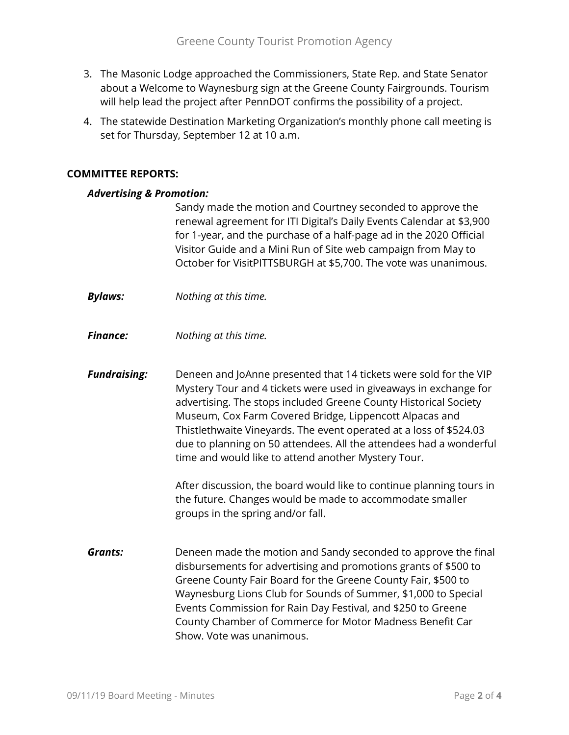3. The Masonic Lodge approached the Commissioners, State Rep. and State Senator about a Welcome to Waynesburg sign at the Greene County Fairgrounds. Tourism will help lead the project after PennDOT confirms the possibility of a project.
4. The statewide Destination Marketing Organization's monthly phone call meeting is set for Thursday, September 12 at 10 a.m.

**COMMITTEE REPORTS:**

***Advertising & Promotion:***

Sandy made the motion and Courtney seconded to approve the renewal agreement for ITI Digital's Daily Events Calendar at $3,900 for 1-year, and the purchase of a half-page ad in the 2020 Official Visitor Guide and a Mini Run of Site web campaign from May to October for VisitPITTSBURGH at $5,700. The vote was unanimous.

***Bylaws:*** *Nothing at this time.*

***Finance:*** *Nothing at this time.*

***Fundraising:*** Deneen and JoAnne presented that 14 tickets were sold for the VIP Mystery Tour and 4 tickets were used in giveaways in exchange for advertising. The stops included Greene County Historical Society Museum, Cox Farm Covered Bridge, Lippencott Alpacas and Thistlethwaite Vineyards. The event operated at a loss of $524.03 due to planning on 50 attendees. All the attendees had a wonderful time and would like to attend another Mystery Tour.

After discussion, the board would like to continue planning tours in the future. Changes would be made to accommodate smaller groups in the spring and/or fall.

***Grants:*** Deneen made the motion and Sandy seconded to approve the final disbursements for advertising and promotions grants of $500 to Greene County Fair Board for the Greene County Fair, $500 to Waynesburg Lions Club for Sounds of Summer, $1,000 to Special Events Commission for Rain Day Festival, and $250 to Greene County Chamber of Commerce for Motor Madness Benefit Car Show. Vote was unanimous.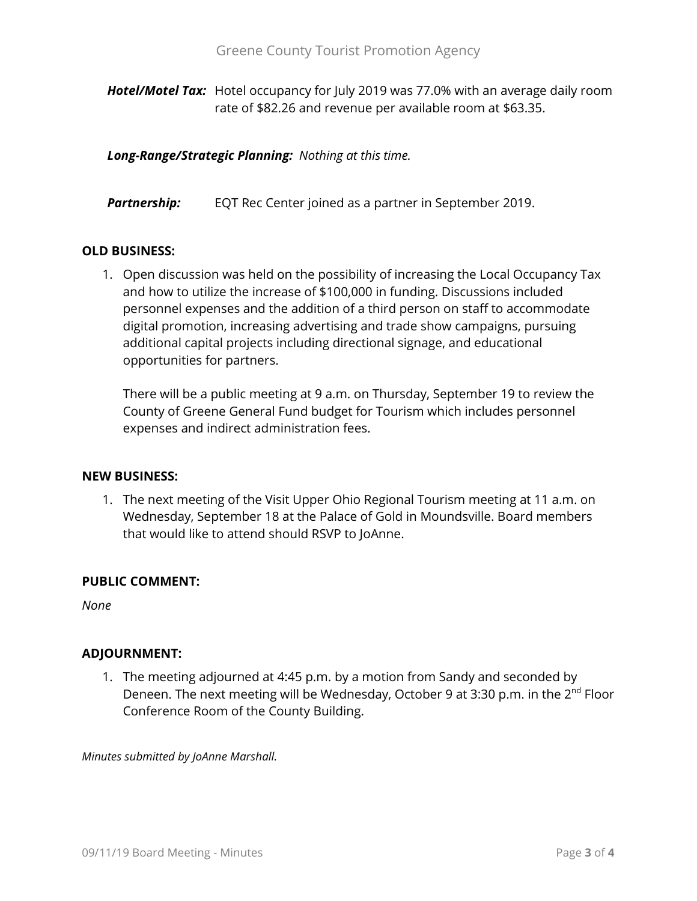***Hotel/Motel Tax:*** Hotel occupancy for July 2019 was 77.0% with an average daily room rate of $82.26 and revenue per available room at $63.35.

***Long-Range/Strategic Planning:*** *Nothing at this time.*

***Partnership:*** EQT Rec Center joined as a partner in September 2019.

**OLD BUSINESS:**

1. Open discussion was held on the possibility of increasing the Local Occupancy Tax and how to utilize the increase of $100,000 in funding. Discussions included personnel expenses and the addition of a third person on staff to accommodate digital promotion, increasing advertising and trade show campaigns, pursuing additional capital projects including directional signage, and educational opportunities for partners.

   There will be a public meeting at 9 a.m. on Thursday, September 19 to review the County of Greene General Fund budget for Tourism which includes personnel expenses and indirect administration fees.

**NEW BUSINESS:**

1. The next meeting of the Visit Upper Ohio Regional Tourism meeting at 11 a.m. on Wednesday, September 18 at the Palace of Gold in Moundsville. Board members that would like to attend should RSVP to JoAnne.

**PUBLIC COMMENT:**

*None*

**ADJOURNMENT:**

1. The meeting adjourned at 4:45 p.m. by a motion from Sandy and seconded by Deneen. The next meeting will be Wednesday, October 9 at 3:30 p.m. in the 2nd Floor Conference Room of the County Building.

*Minutes submitted by JoAnne Marshall.*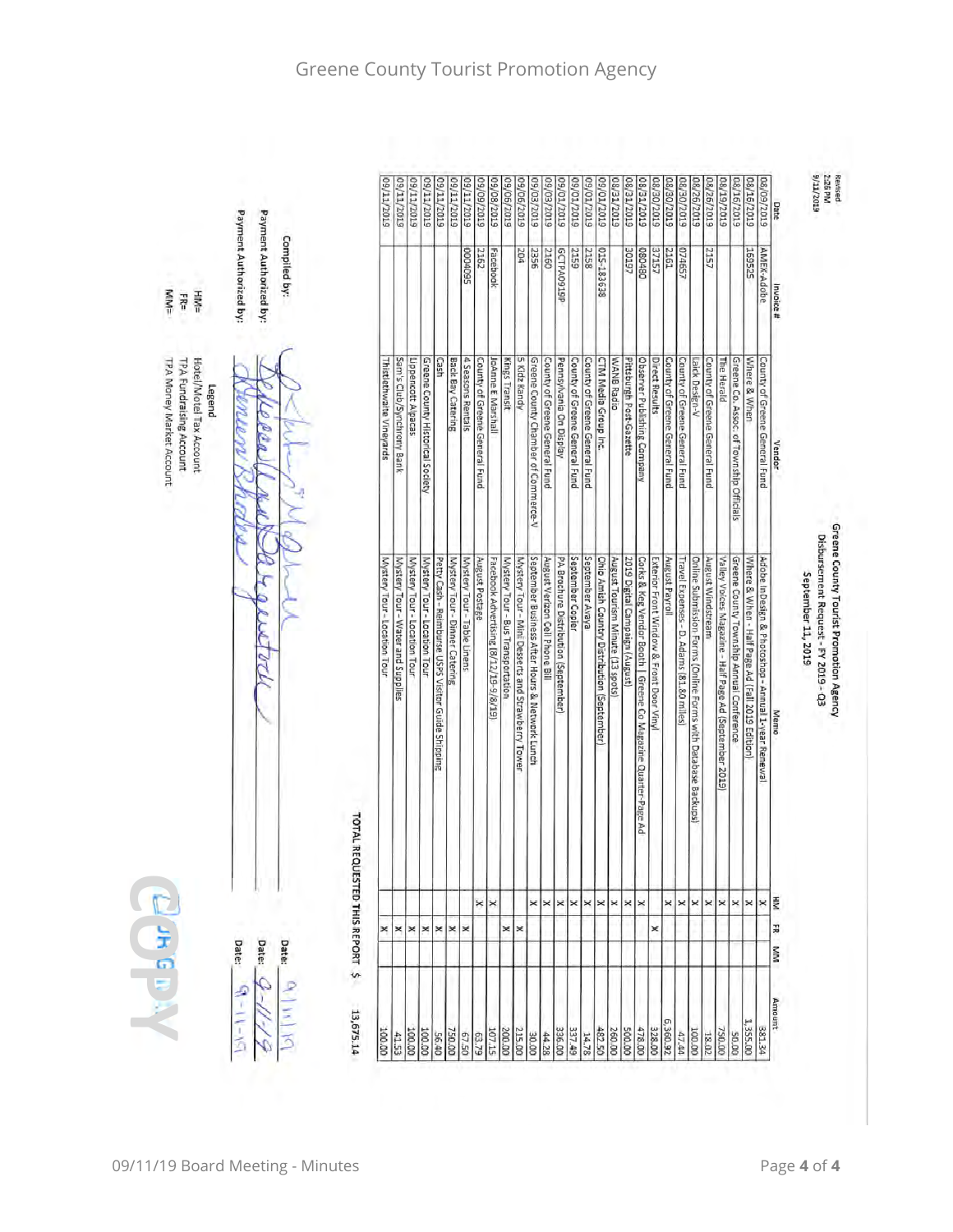Greene County Tourist Promotion Agency

Revised 2:26 PM 9/11/2019

## Greene County Tourist Promotion Agency
## Disbursement Request - FY 2019 - Q3
## September 11, 2019

| Date | Invoice # | Vendor | Memo | HM | FR | MM | Amount |
|---|---|---|---|---|---|---|---|
| 08/09/2019 | AMEX-Adobe | County of Greene General Fund | Adobe InDesign & Photoshop - Annual 1-year Renewal | x | | | 381.34 |
| 08/16/2019 | 169525 | Where & When | Where & When - Half Page Ad (Fall 2019 Edition) | x | | | 1,355.00 |
| 08/16/2019 | | Greene Co. Assoc. of Township Officials | Greene County Township Annual Conference | x | | | 50.00 |
| 08/19/2019 | | The Herald | Valley Voices Magazine - Half Page Ad (September 2019) | x | | | 750.00 |
| 08/26/2019 | 2157 | County of Greene General Fund | August Windstream | x | | | 18.02 |
| 08/26/2019 | | Laick Design-V | Online Submission Forms (Online Forms with Database Backups) | x | | | 100.00 |
| 08/30/2019 | 074657 | County of Greene General Fund | Travel Expenses - D. Adams (81.80 miles) | x | | | 47.44 |
| 08/30/2019 | 2161 | County of Greene General Fund | August Payroll | x | | | 6,360.92 |
| 08/30/2019 | 37157 | Direct Results | Exterior Front Window & Front Door Vinyl | | x | | 328.00 |
| 08/31/2019 | 080480 | Observer Publishing Company | Corks & Keg Vendor Booth \| Greene Co Magazine Quarter-Page Ad | x | | | 478.00 |
| 08/31/2019 | 30197 | Pittsburgh Post-Gazette | 2019 Digital Campaign (August) | x | | | 500.00 |
| 08/31/2019 | | WANB Radio | August Tourism Minute (13 spots) | x | | | 260.00 |
| 09/01/2019 | 015-183638 | CTM Media Group Inc. | Ohio Amish Country Distribution (September) | x | | | 482.50 |
| 09/01/2019 | 2158 | County of Greene General Fund | September Avaya | x | | | 14.78 |
| 09/01/2019 | 2159 | County of Greene General Fund | September Copier | x | | | 337.49 |
| 09/01/2019 | GCTPA0919P | Pennsylvania On Display | PA Brochure Distribution (September) | x | | | 336.00 |
| 09/03/2019 | 2160 | County of Greene General Fund | August Verizon Cell Phone Bill | x | | | 44.28 |
| 09/03/2019 | 2356 | Greene County Chamber of Commerce-V | September Business After Hours & Network Lunch | x | | | 30.00 |
| 09/06/2019 | 204 | 5 Kids Kandy | Mystery Tour - Mini Desserts and Strawberry Tower | | x | | 215.00 |
| 09/06/2019 | | Kings Transit | Mystery Tour - Bus Transportation | | x | | 200.00 |
| 09/08/2019 | Facebook | JoAnne E Marshall | Facebook Advertising (8/12/19-9/8/19) | x | | | 107.15 |
| 09/09/2019 | 2162 | County of Greene General Fund | August Postage | x | | | 63.79 |
| 09/11/2019 | 0004095 | 4 Seasons Rentals | Mystery Tour - Table Linens | | x | | 67.50 |
| 09/11/2019 | | Back Bay Catering | Mystery Tour - Dinner Catering | | x | | 750.00 |
| 09/11/2019 | | Cash | Petty Cash - Reimburse USPS Visitor Guide Shipping | | x | | 56.40 |
| 09/11/2019 | | Greene County Historical Society | Mystery Tour - Location Tour | | x | | 100.00 |
| 09/11/2019 | | Lippencott Alpacas | Mystery Tour - Location Tour | | x | | 100.00 |
| 09/11/2019 | | Sam's Club/Synchrony Bank | Mystery Tour - Water and Supplies | | x | | 41.53 |
| 09/11/2019 | | Thistlethwaite Vineyards | Mystery Tour - Location Tour | | x | | 100.00 |

TOTAL REQUESTED THIS REPORT $ 13,675.14

Compiled by: [signature] Date: 9/11/19

Payment Authorized by: [signature] Date: 9-11-19

Payment Authorized by: [signature] Date: 9-11-19

Legend

HM= Hotel/Motel Tax Account

FR= TPA Fundraising Account

MM= TPA Money Market Account

COPY

09/11/19 Board Meeting - Minutes